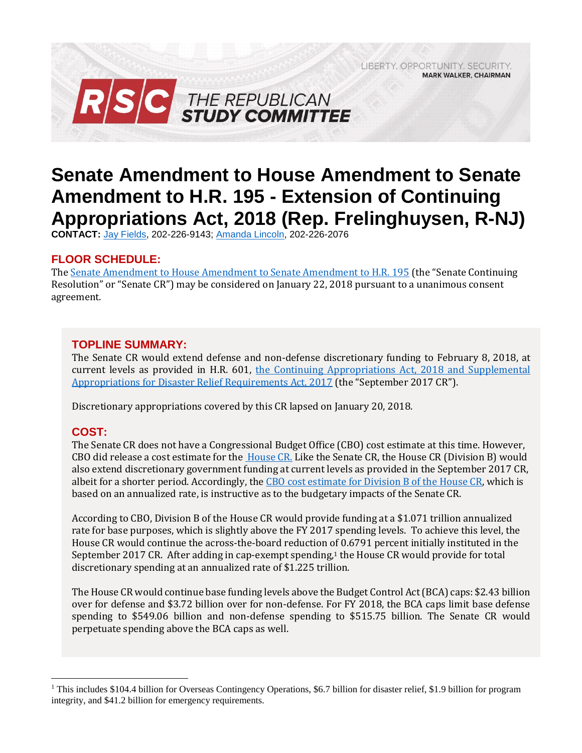LIBERTY. OPPORTUNITY. SECURITY.
**MARK WALKER, CHAIRMAN**

**RSC THE REPUBLICAN STUDY COMMITTEE**

# Senate Amendment to House Amendment to Senate Amendment to H.R. 195 - Extension of Continuing Appropriations Act, 2018 (Rep. Frelinghuysen, R-NJ)

**CONTACT:** Jay Fields, 202-226-9143; Amanda Lincoln, 202-226-2076

## FLOOR SCHEDULE:

The Senate Amendment to House Amendment to Senate Amendment to H.R. 195 (the "Senate Continuing Resolution" or "Senate CR") may be considered on January 22, 2018 pursuant to a unanimous consent agreement.

## TOPLINE SUMMARY:

The Senate CR would extend defense and non-defense discretionary funding to February 8, 2018, at current levels as provided in H.R. 601, the Continuing Appropriations Act, 2018 and Supplemental Appropriations for Disaster Relief Requirements Act, 2017 (the "September 2017 CR").

Discretionary appropriations covered by this CR lapsed on January 20, 2018.

## COST:

The Senate CR does not have a Congressional Budget Office (CBO) cost estimate at this time. However, CBO did release a cost estimate for the House CR. Like the Senate CR, the House CR (Division B) would also extend discretionary government funding at current levels as provided in the September 2017 CR, albeit for a shorter period. Accordingly, the CBO cost estimate for Division B of the House CR, which is based on an annualized rate, is instructive as to the budgetary impacts of the Senate CR.

According to CBO, Division B of the House CR would provide funding at a $1.071 trillion annualized rate for base purposes, which is slightly above the FY 2017 spending levels. To achieve this level, the House CR would continue the across-the-board reduction of 0.6791 percent initially instituted in the September 2017 CR. After adding in cap-exempt spending,[1] the House CR would provide for total discretionary spending at an annualized rate of $1.225 trillion.

The House CR would continue base funding levels above the Budget Control Act (BCA) caps: $2.43 billion over for defense and $3.72 billion over for non-defense. For FY 2018, the BCA caps limit base defense spending to $549.06 billion and non-defense spending to $515.75 billion. The Senate CR would perpetuate spending above the BCA caps as well.

---

[1] This includes $104.4 billion for Overseas Contingency Operations, $6.7 billion for disaster relief, $1.9 billion for program integrity, and $41.2 billion for emergency requirements.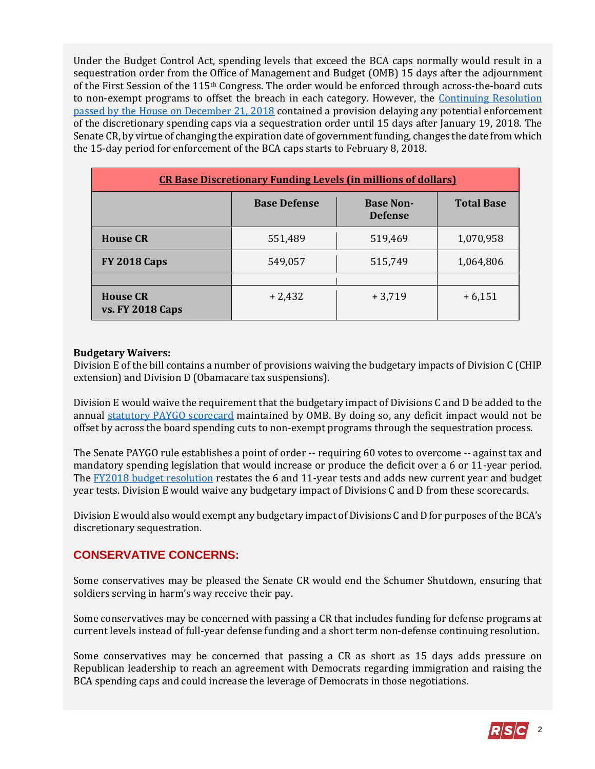Under the Budget Control Act, spending levels that exceed the BCA caps normally would result in a sequestration order from the Office of Management and Budget (OMB) 15 days after the adjournment of the First Session of the 115th Congress. The order would be enforced through across-the-board cuts to non-exempt programs to offset the breach in each category. However, the [Continuing Resolution passed by the House on December 21, 2018] contained a provision delaying any potential enforcement of the discretionary spending caps via a sequestration order until 15 days after January 19, 2018. The Senate CR, by virtue of changing the expiration date of government funding, changes the date from which the 15-day period for enforcement of the BCA caps starts to February 8, 2018.

| CR Base Discretionary Funding Levels (in millions of dollars) | | | |
|---|---|---|---|
| | **Base Defense** | **Base Non-Defense** | **Total Base** |
| **House CR** | 551,489 | 519,469 | 1,070,958 |
| **FY 2018 Caps** | 549,057 | 515,749 | 1,064,806 |
| | | | |
| **House CR vs. FY 2018 Caps** | + 2,432 | + 3,719 | + 6,151 |

**Budgetary Waivers:**
Division E of the bill contains a number of provisions waiving the budgetary impacts of Division C (CHIP extension) and Division D (Obamacare tax suspensions).

Division E would waive the requirement that the budgetary impact of Divisions C and D be added to the annual statutory PAYGO scorecard maintained by OMB. By doing so, any deficit impact would not be offset by across the board spending cuts to non-exempt programs through the sequestration process.

The Senate PAYGO rule establishes a point of order -- requiring 60 votes to overcome -- against tax and mandatory spending legislation that would increase or produce the deficit over a 6 or 11-year period. The FY2018 budget resolution restates the 6 and 11-year tests and adds new current year and budget year tests. Division E would waive any budgetary impact of Divisions C and D from these scorecards.

Division E would also would exempt any budgetary impact of Divisions C and D for purposes of the BCA's discretionary sequestration.

## CONSERVATIVE CONCERNS:

Some conservatives may be pleased the Senate CR would end the Schumer Shutdown, ensuring that soldiers serving in harm's way receive their pay.

Some conservatives may be concerned with passing a CR that includes funding for defense programs at current levels instead of full-year defense funding and a short term non-defense continuing resolution.

Some conservatives may be concerned that passing a CR as short as 15 days adds pressure on Republican leadership to reach an agreement with Democrats regarding immigration and raising the BCA spending caps and could increase the leverage of Democrats in those negotiations.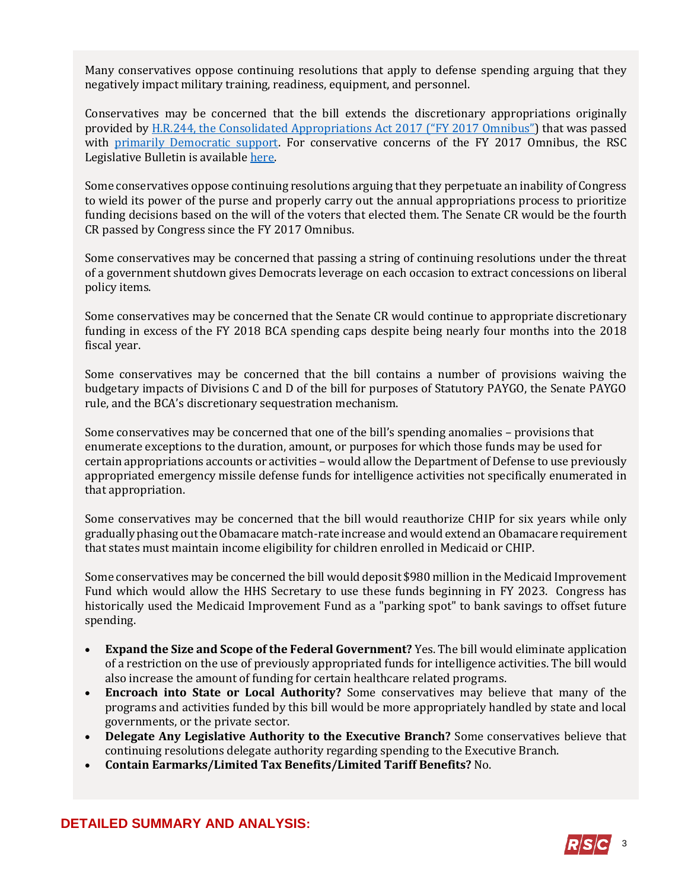Many conservatives oppose continuing resolutions that apply to defense spending arguing that they negatively impact military training, readiness, equipment, and personnel.

Conservatives may be concerned that the bill extends the discretionary appropriations originally provided by H.R.244, the Consolidated Appropriations Act 2017 ("FY 2017 Omnibus") that was passed with primarily Democratic support. For conservative concerns of the FY 2017 Omnibus, the RSC Legislative Bulletin is available here.

Some conservatives oppose continuing resolutions arguing that they perpetuate an inability of Congress to wield its power of the purse and properly carry out the annual appropriations process to prioritize funding decisions based on the will of the voters that elected them. The Senate CR would be the fourth CR passed by Congress since the FY 2017 Omnibus.

Some conservatives may be concerned that passing a string of continuing resolutions under the threat of a government shutdown gives Democrats leverage on each occasion to extract concessions on liberal policy items.

Some conservatives may be concerned that the Senate CR would continue to appropriate discretionary funding in excess of the FY 2018 BCA spending caps despite being nearly four months into the 2018 fiscal year.

Some conservatives may be concerned that the bill contains a number of provisions waiving the budgetary impacts of Divisions C and D of the bill for purposes of Statutory PAYGO, the Senate PAYGO rule, and the BCA's discretionary sequestration mechanism.

Some conservatives may be concerned that one of the bill's spending anomalies – provisions that enumerate exceptions to the duration, amount, or purposes for which those funds may be used for certain appropriations accounts or activities – would allow the Department of Defense to use previously appropriated emergency missile defense funds for intelligence activities not specifically enumerated in that appropriation.

Some conservatives may be concerned that the bill would reauthorize CHIP for six years while only gradually phasing out the Obamacare match-rate increase and would extend an Obamacare requirement that states must maintain income eligibility for children enrolled in Medicaid or CHIP.

Some conservatives may be concerned the bill would deposit $980 million in the Medicaid Improvement Fund which would allow the HHS Secretary to use these funds beginning in FY 2023. Congress has historically used the Medicaid Improvement Fund as a "parking spot" to bank savings to offset future spending.

- **Expand the Size and Scope of the Federal Government?** Yes. The bill would eliminate application of a restriction on the use of previously appropriated funds for intelligence activities. The bill would also increase the amount of funding for certain healthcare related programs.
- **Encroach into State or Local Authority?** Some conservatives may believe that many of the programs and activities funded by this bill would be more appropriately handled by state and local governments, or the private sector.
- **Delegate Any Legislative Authority to the Executive Branch?** Some conservatives believe that continuing resolutions delegate authority regarding spending to the Executive Branch.
- **Contain Earmarks/Limited Tax Benefits/Limited Tariff Benefits?** No.

## DETAILED SUMMARY AND ANALYSIS: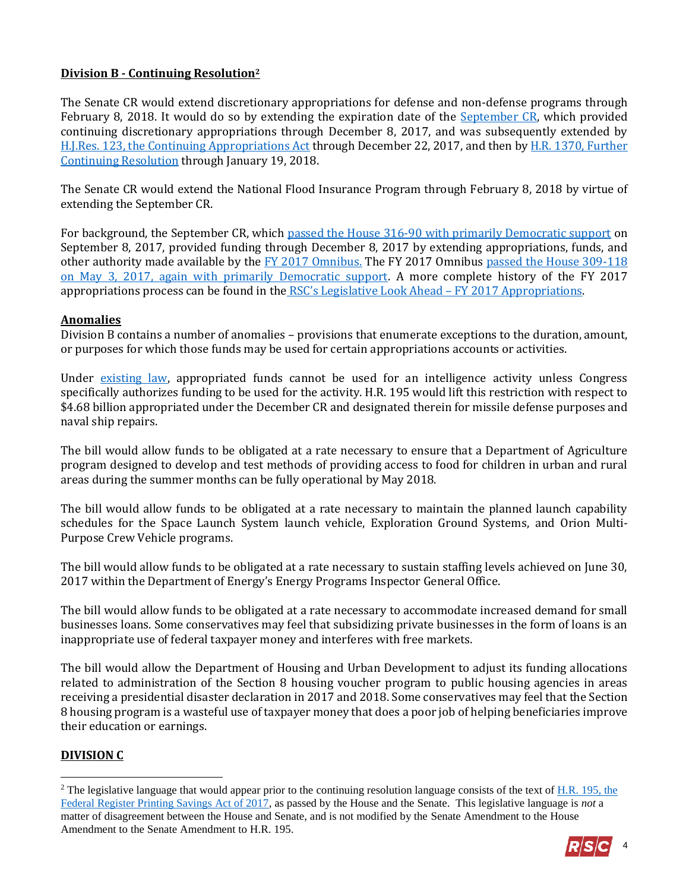**Division B - Continuing Resolution[2]**

The Senate CR would extend discretionary appropriations for defense and non-defense programs through February 8, 2018. It would do so by extending the expiration date of the September CR, which provided continuing discretionary appropriations through December 8, 2017, and was subsequently extended by H.J.Res. 123, the Continuing Appropriations Act through December 22, 2017, and then by H.R. 1370, Further Continuing Resolution through January 19, 2018.

The Senate CR would extend the National Flood Insurance Program through February 8, 2018 by virtue of extending the September CR.

For background, the September CR, which passed the House 316-90 with primarily Democratic support on September 8, 2017, provided funding through December 8, 2017 by extending appropriations, funds, and other authority made available by the FY 2017 Omnibus. The FY 2017 Omnibus passed the House 309-118 on May 3, 2017, again with primarily Democratic support. A more complete history of the FY 2017 appropriations process can be found in the RSC's Legislative Look Ahead – FY 2017 Appropriations.

**Anomalies**

Division B contains a number of anomalies – provisions that enumerate exceptions to the duration, amount, or purposes for which those funds may be used for certain appropriations accounts or activities.

Under existing law, appropriated funds cannot be used for an intelligence activity unless Congress specifically authorizes funding to be used for the activity. H.R. 195 would lift this restriction with respect to $4.68 billion appropriated under the December CR and designated therein for missile defense purposes and naval ship repairs.

The bill would allow funds to be obligated at a rate necessary to ensure that a Department of Agriculture program designed to develop and test methods of providing access to food for children in urban and rural areas during the summer months can be fully operational by May 2018.

The bill would allow funds to be obligated at a rate necessary to maintain the planned launch capability schedules for the Space Launch System launch vehicle, Exploration Ground Systems, and Orion Multi-Purpose Crew Vehicle programs.

The bill would allow funds to be obligated at a rate necessary to sustain staffing levels achieved on June 30, 2017 within the Department of Energy's Energy Programs Inspector General Office.

The bill would allow funds to be obligated at a rate necessary to accommodate increased demand for small businesses loans. Some conservatives may feel that subsidizing private businesses in the form of loans is an inappropriate use of federal taxpayer money and interferes with free markets.

The bill would allow the Department of Housing and Urban Development to adjust its funding allocations related to administration of the Section 8 housing voucher program to public housing agencies in areas receiving a presidential disaster declaration in 2017 and 2018. Some conservatives may feel that the Section 8 housing program is a wasteful use of taxpayer money that does a poor job of helping beneficiaries improve their education or earnings.

**DIVISION C**

---

[2] The legislative language that would appear prior to the continuing resolution language consists of the text of H.R. 195, the Federal Register Printing Savings Act of 2017, as passed by the House and the Senate. This legislative language is *not* a matter of disagreement between the House and Senate, and is not modified by the Senate Amendment to the House Amendment to the Senate Amendment to H.R. 195.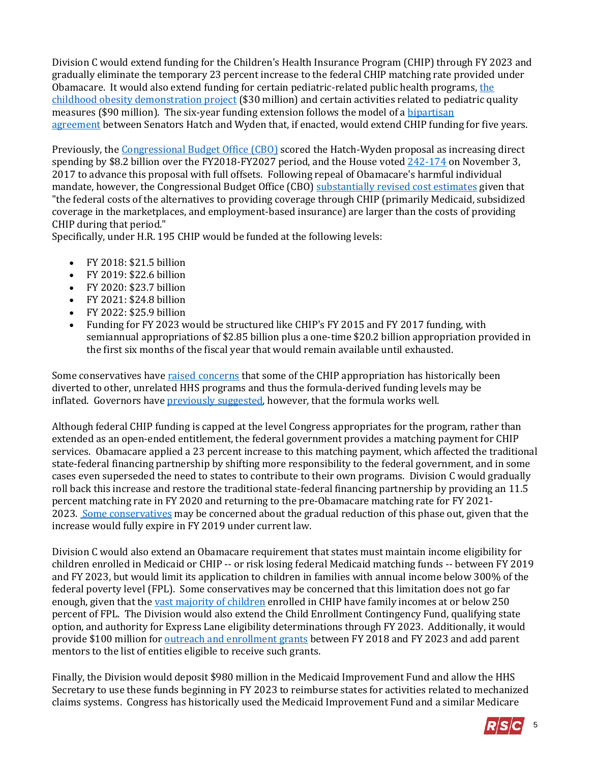Division C would extend funding for the Children's Health Insurance Program (CHIP) through FY 2023 and gradually eliminate the temporary 23 percent increase to the federal CHIP matching rate provided under Obamacare. It would also extend funding for certain pediatric-related public health programs, the childhood obesity demonstration project ($30 million) and certain activities related to pediatric quality measures ($90 million). The six-year funding extension follows the model of a bipartisan agreement between Senators Hatch and Wyden that, if enacted, would extend CHIP funding for five years.

Previously, the Congressional Budget Office (CBO) scored the Hatch-Wyden proposal as increasing direct spending by $8.2 billion over the FY2018-FY2027 period, and the House voted 242-174 on November 3, 2017 to advance this proposal with full offsets. Following repeal of Obamacare's harmful individual mandate, however, the Congressional Budget Office (CBO) substantially revised cost estimates given that "the federal costs of the alternatives to providing coverage through CHIP (primarily Medicaid, subsidized coverage in the marketplaces, and employment-based insurance) are larger than the costs of providing CHIP during that period."

Specifically, under H.R. 195 CHIP would be funded at the following levels:

- FY 2018: $21.5 billion
- FY 2019: $22.6 billion
- FY 2020: $23.7 billion
- FY 2021: $24.8 billion
- FY 2022: $25.9 billion
- Funding for FY 2023 would be structured like CHIP's FY 2015 and FY 2017 funding, with semiannual appropriations of $2.85 billion plus a one-time $20.2 billion appropriation provided in the first six months of the fiscal year that would remain available until exhausted.

Some conservatives have raised concerns that some of the CHIP appropriation has historically been diverted to other, unrelated HHS programs and thus the formula-derived funding levels may be inflated. Governors have previously suggested, however, that the formula works well.

Although federal CHIP funding is capped at the level Congress appropriates for the program, rather than extended as an open-ended entitlement, the federal government provides a matching payment for CHIP services. Obamacare applied a 23 percent increase to this matching payment, which affected the traditional state-federal financing partnership by shifting more responsibility to the federal government, and in some cases even superseded the need to states to contribute to their own programs. Division C would gradually roll back this increase and restore the traditional state-federal financing partnership by providing an 11.5 percent matching rate in FY 2020 and returning to the pre-Obamacare matching rate for FY 2021-2023. Some conservatives may be concerned about the gradual reduction of this phase out, given that the increase would fully expire in FY 2019 under current law.

Division C would also extend an Obamacare requirement that states must maintain income eligibility for children enrolled in Medicaid or CHIP -- or risk losing federal Medicaid matching funds -- between FY 2019 and FY 2023, but would limit its application to children in families with annual income below 300% of the federal poverty level (FPL). Some conservatives may be concerned that this limitation does not go far enough, given that the vast majority of children enrolled in CHIP have family incomes at or below 250 percent of FPL. The Division would also extend the Child Enrollment Contingency Fund, qualifying state option, and authority for Express Lane eligibility determinations through FY 2023. Additionally, it would provide $100 million for outreach and enrollment grants between FY 2018 and FY 2023 and add parent mentors to the list of entities eligible to receive such grants.

Finally, the Division would deposit $980 million in the Medicaid Improvement Fund and allow the HHS Secretary to use these funds beginning in FY 2023 to reimburse states for activities related to mechanized claims systems. Congress has historically used the Medicaid Improvement Fund and a similar Medicare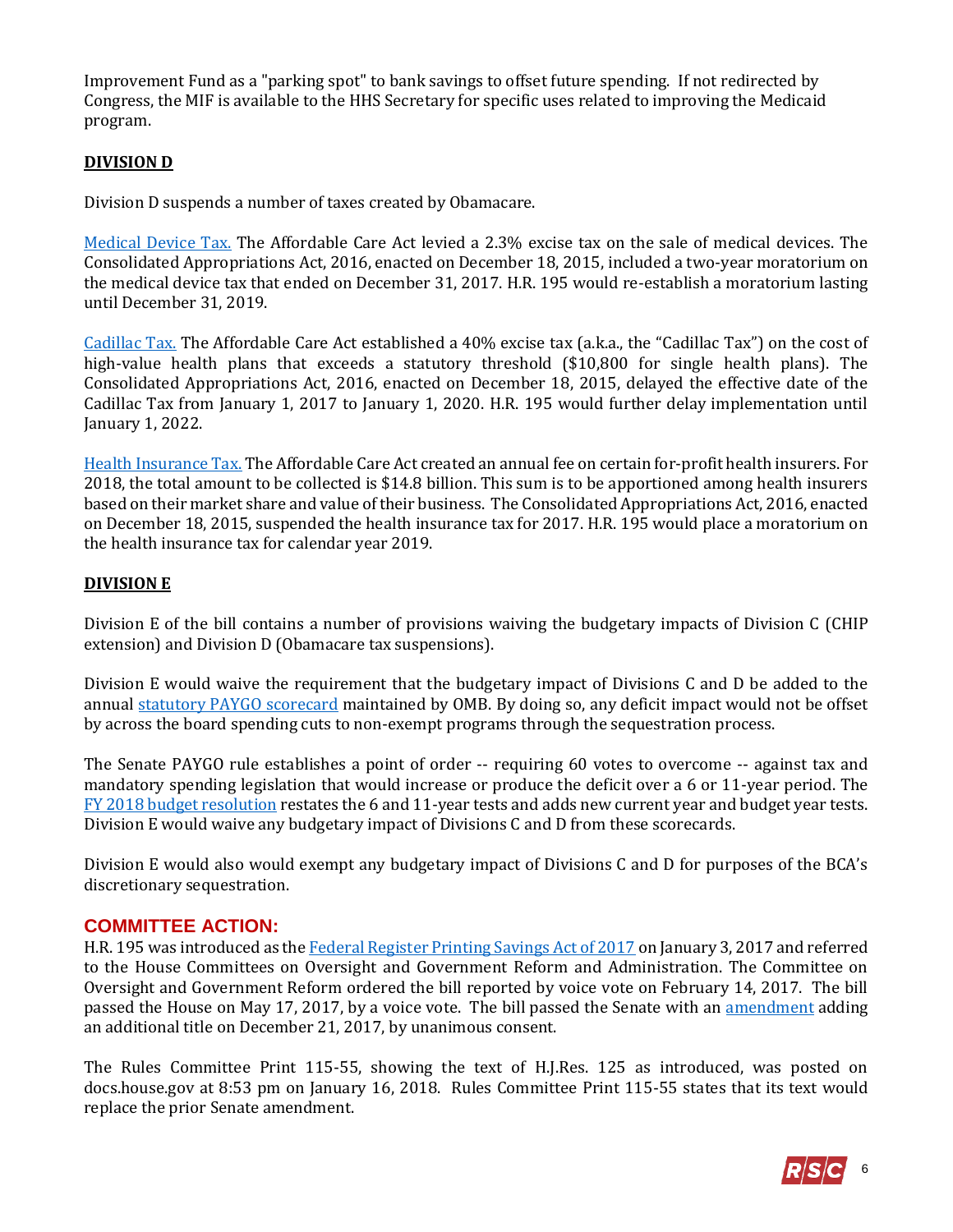Improvement Fund as a "parking spot" to bank savings to offset future spending. If not redirected by Congress, the MIF is available to the HHS Secretary for specific uses related to improving the Medicaid program.

**DIVISION D**

Division D suspends a number of taxes created by Obamacare.

Medical Device Tax. The Affordable Care Act levied a 2.3% excise tax on the sale of medical devices. The Consolidated Appropriations Act, 2016, enacted on December 18, 2015, included a two-year moratorium on the medical device tax that ended on December 31, 2017. H.R. 195 would re-establish a moratorium lasting until December 31, 2019.

Cadillac Tax. The Affordable Care Act established a 40% excise tax (a.k.a., the "Cadillac Tax") on the cost of high-value health plans that exceeds a statutory threshold ($10,800 for single health plans). The Consolidated Appropriations Act, 2016, enacted on December 18, 2015, delayed the effective date of the Cadillac Tax from January 1, 2017 to January 1, 2020. H.R. 195 would further delay implementation until January 1, 2022.

Health Insurance Tax. The Affordable Care Act created an annual fee on certain for-profit health insurers. For 2018, the total amount to be collected is $14.8 billion. This sum is to be apportioned among health insurers based on their market share and value of their business. The Consolidated Appropriations Act, 2016, enacted on December 18, 2015, suspended the health insurance tax for 2017. H.R. 195 would place a moratorium on the health insurance tax for calendar year 2019.

**DIVISION E**

Division E of the bill contains a number of provisions waiving the budgetary impacts of Division C (CHIP extension) and Division D (Obamacare tax suspensions).

Division E would waive the requirement that the budgetary impact of Divisions C and D be added to the annual statutory PAYGO scorecard maintained by OMB. By doing so, any deficit impact would not be offset by across the board spending cuts to non-exempt programs through the sequestration process.

The Senate PAYGO rule establishes a point of order -- requiring 60 votes to overcome -- against tax and mandatory spending legislation that would increase or produce the deficit over a 6 or 11-year period. The FY 2018 budget resolution restates the 6 and 11-year tests and adds new current year and budget year tests. Division E would waive any budgetary impact of Divisions C and D from these scorecards.

Division E would also would exempt any budgetary impact of Divisions C and D for purposes of the BCA's discretionary sequestration.

## COMMITTEE ACTION:

H.R. 195 was introduced as the Federal Register Printing Savings Act of 2017 on January 3, 2017 and referred to the House Committees on Oversight and Government Reform and Administration. The Committee on Oversight and Government Reform ordered the bill reported by voice vote on February 14, 2017. The bill passed the House on May 17, 2017, by a voice vote. The bill passed the Senate with an amendment adding an additional title on December 21, 2017, by unanimous consent.

The Rules Committee Print 115-55, showing the text of H.J.Res. 125 as introduced, was posted on docs.house.gov at 8:53 pm on January 16, 2018. Rules Committee Print 115-55 states that its text would replace the prior Senate amendment.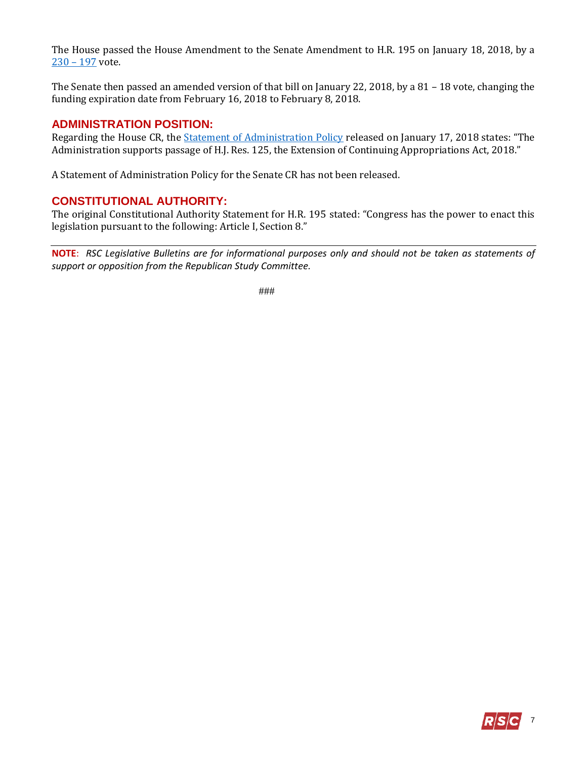The House passed the House Amendment to the Senate Amendment to H.R. 195 on January 18, 2018, by a 230 – 197 vote.

The Senate then passed an amended version of that bill on January 22, 2018, by a 81 – 18 vote, changing the funding expiration date from February 16, 2018 to February 8, 2018.

## ADMINISTRATION POSITION:

Regarding the House CR, the Statement of Administration Policy released on January 17, 2018 states: "The Administration supports passage of H.J. Res. 125, the Extension of Continuing Appropriations Act, 2018."

A Statement of Administration Policy for the Senate CR has not been released.

## CONSTITUTIONAL AUTHORITY:

The original Constitutional Authority Statement for H.R. 195 stated: "Congress has the power to enact this legislation pursuant to the following: Article I, Section 8."

---

**NOTE**: *RSC Legislative Bulletins are for informational purposes only and should not be taken as statements of support or opposition from the Republican Study Committee.*

###